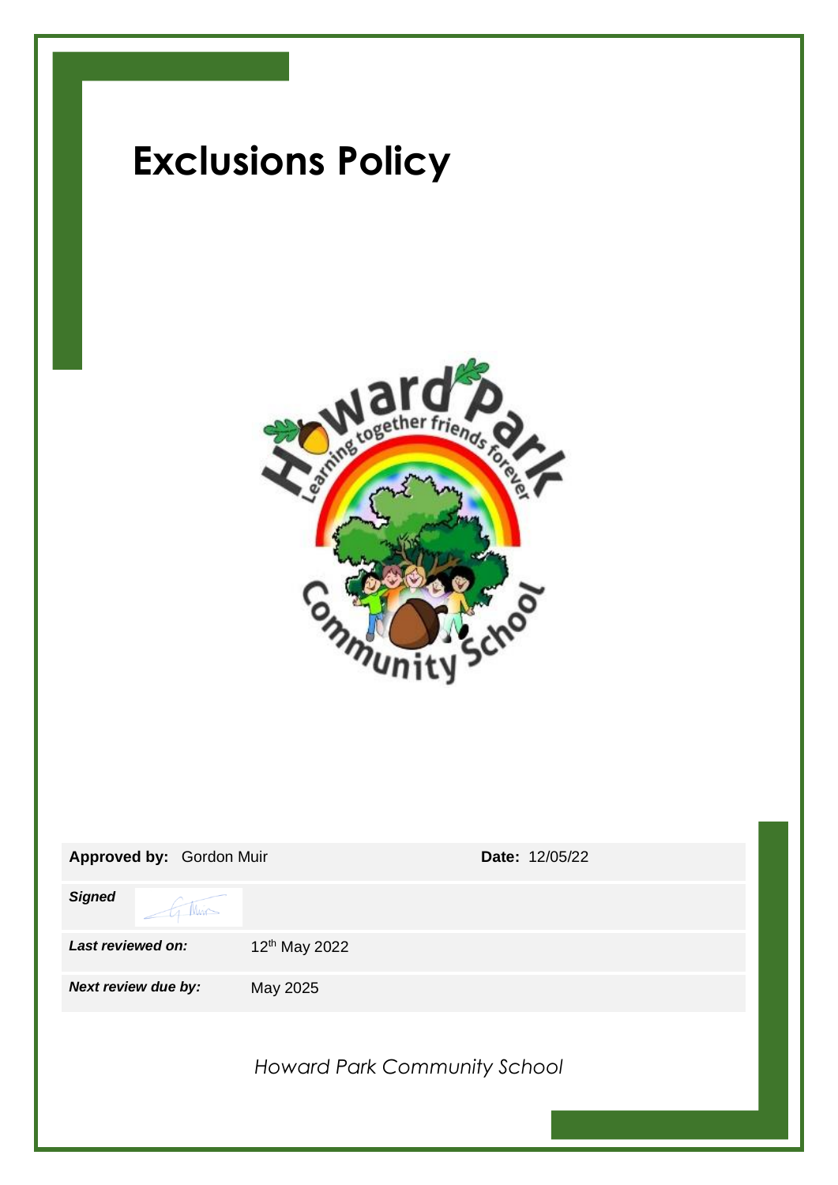# Exclusions Policy

| **Approved by:** Gordon Muir | | **Date:** 12/05/22 |
|---|---|---|
| ***Signed*** | | |
| ***Last reviewed on:*** | 12[th] May 2022 | |
| ***Next review due by:*** | May 2025 | |

*Howard Park Community School*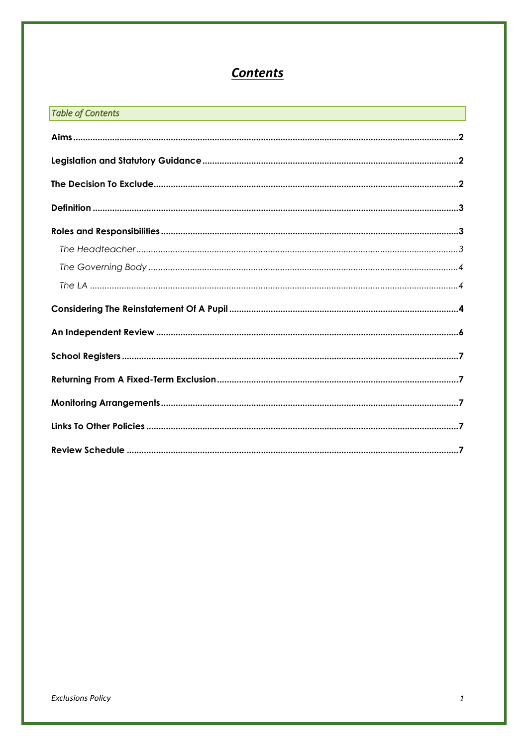# *Contents*

*Table of Contents*

**Aims** .......... **2**

**Legislation and Statutory Guidance** .......... **2**

**The Decision To Exclude** .......... **2**

**Definition** .......... **3**

**Roles and Responsibilities** .......... **3**

- *The Headteacher* .......... *3*
- *The Governing Body* .......... *4*
- *The LA* .......... *4*

**Considering The Reinstatement Of A Pupil** .......... **4**

**An Independent Review** .......... **6**

**School Registers** .......... **7**

**Returning From A Fixed-Term Exclusion** .......... **7**

**Monitoring Arrangements** .......... **7**

**Links To Other Policies** .......... **7**

**Review Schedule** .......... **7**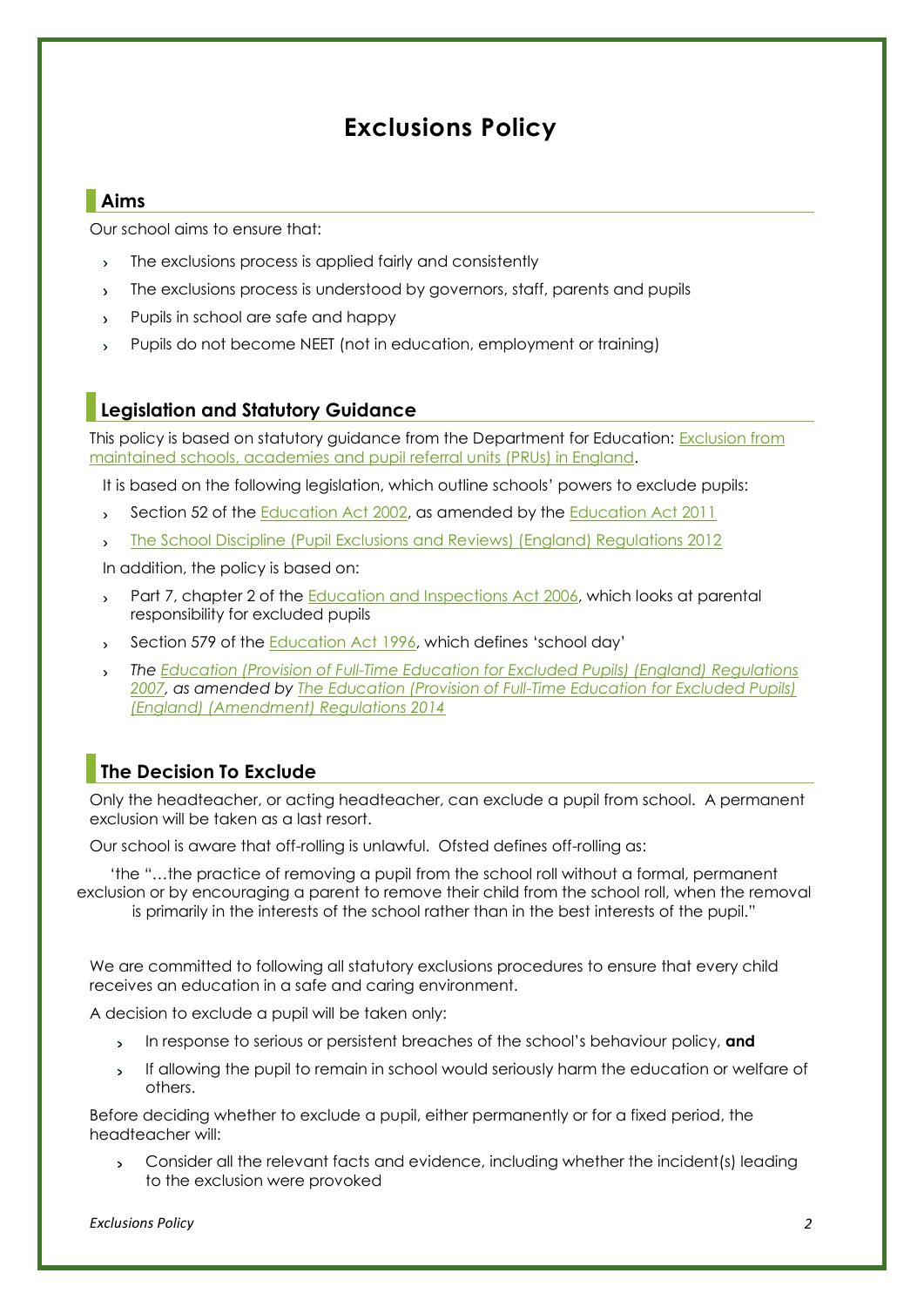# Exclusions Policy

## Aims

Our school aims to ensure that:

- The exclusions process is applied fairly and consistently
- The exclusions process is understood by governors, staff, parents and pupils
- Pupils in school are safe and happy
- Pupils do not become NEET (not in education, employment or training)

## Legislation and Statutory Guidance

This policy is based on statutory guidance from the Department for Education: Exclusion from maintained schools, academies and pupil referral units (PRUs) in England.

It is based on the following legislation, which outline schools' powers to exclude pupils:

- Section 52 of the Education Act 2002, as amended by the Education Act 2011
- The School Discipline (Pupil Exclusions and Reviews) (England) Regulations 2012

In addition, the policy is based on:

- Part 7, chapter 2 of the Education and Inspections Act 2006, which looks at parental responsibility for excluded pupils
- Section 579 of the Education Act 1996, which defines 'school day'
- *The Education (Provision of Full-Time Education for Excluded Pupils) (England) Regulations 2007, as amended by The Education (Provision of Full-Time Education for Excluded Pupils) (England) (Amendment) Regulations 2014*

## The Decision To Exclude

Only the headteacher, or acting headteacher, can exclude a pupil from school. A permanent exclusion will be taken as a last resort.

Our school is aware that off-rolling is unlawful. Ofsted defines off-rolling as:

'the "…the practice of removing a pupil from the school roll without a formal, permanent exclusion or by encouraging a parent to remove their child from the school roll, when the removal is primarily in the interests of the school rather than in the best interests of the pupil."

We are committed to following all statutory exclusions procedures to ensure that every child receives an education in a safe and caring environment.

A decision to exclude a pupil will be taken only:

- In response to serious or persistent breaches of the school's behaviour policy, **and**
- If allowing the pupil to remain in school would seriously harm the education or welfare of others.

Before deciding whether to exclude a pupil, either permanently or for a fixed period, the headteacher will:

- Consider all the relevant facts and evidence, including whether the incident(s) leading to the exclusion were provoked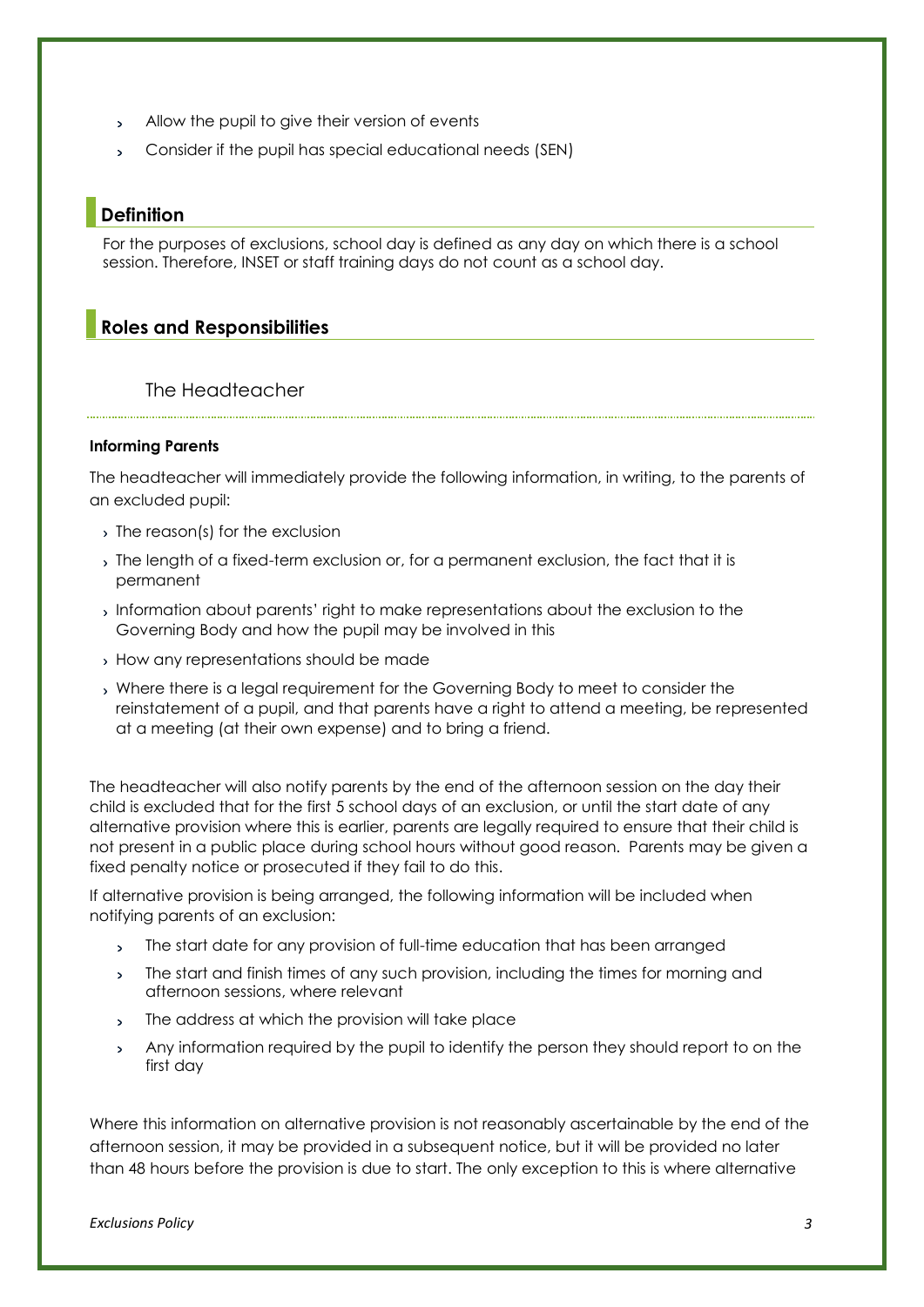- Allow the pupil to give their version of events
- Consider if the pupil has special educational needs (SEN)

## Definition

For the purposes of exclusions, school day is defined as any day on which there is a school session. Therefore, INSET or staff training days do not count as a school day.

## Roles and Responsibilities

### The Headteacher

#### Informing Parents

The headteacher will immediately provide the following information, in writing, to the parents of an excluded pupil:

- The reason(s) for the exclusion
- The length of a fixed-term exclusion or, for a permanent exclusion, the fact that it is permanent
- Information about parents' right to make representations about the exclusion to the Governing Body and how the pupil may be involved in this
- How any representations should be made
- Where there is a legal requirement for the Governing Body to meet to consider the reinstatement of a pupil, and that parents have a right to attend a meeting, be represented at a meeting (at their own expense) and to bring a friend.

The headteacher will also notify parents by the end of the afternoon session on the day their child is excluded that for the first 5 school days of an exclusion, or until the start date of any alternative provision where this is earlier, parents are legally required to ensure that their child is not present in a public place during school hours without good reason. Parents may be given a fixed penalty notice or prosecuted if they fail to do this.

If alternative provision is being arranged, the following information will be included when notifying parents of an exclusion:

- The start date for any provision of full-time education that has been arranged
- The start and finish times of any such provision, including the times for morning and afternoon sessions, where relevant
- The address at which the provision will take place
- Any information required by the pupil to identify the person they should report to on the first day

Where this information on alternative provision is not reasonably ascertainable by the end of the afternoon session, it may be provided in a subsequent notice, but it will be provided no later than 48 hours before the provision is due to start. The only exception to this is where alternative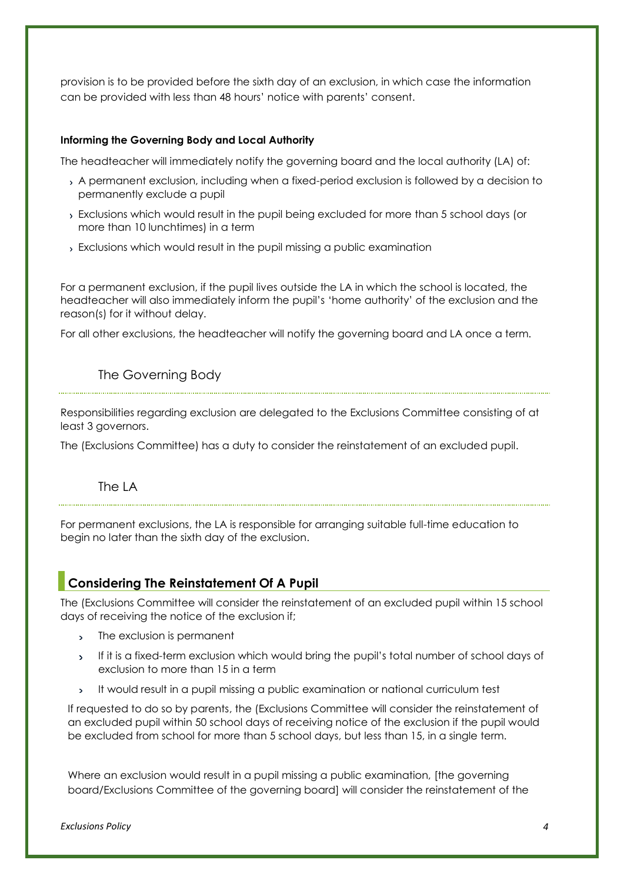provision is to be provided before the sixth day of an exclusion, in which case the information can be provided with less than 48 hours' notice with parents' consent.

**Informing the Governing Body and Local Authority**

The headteacher will immediately notify the governing board and the local authority (LA) of:

- A permanent exclusion, including when a fixed-period exclusion is followed by a decision to permanently exclude a pupil
- Exclusions which would result in the pupil being excluded for more than 5 school days (or more than 10 lunchtimes) in a term
- Exclusions which would result in the pupil missing a public examination

For a permanent exclusion, if the pupil lives outside the LA in which the school is located, the headteacher will also immediately inform the pupil's 'home authority' of the exclusion and the reason(s) for it without delay.

For all other exclusions, the headteacher will notify the governing board and LA once a term.

### The Governing Body

Responsibilities regarding exclusion are delegated to the Exclusions Committee consisting of at least 3 governors.

The (Exclusions Committee) has a duty to consider the reinstatement of an excluded pupil.

### The LA

For permanent exclusions, the LA is responsible for arranging suitable full-time education to begin no later than the sixth day of the exclusion.

## Considering The Reinstatement Of A Pupil

The (Exclusions Committee will consider the reinstatement of an excluded pupil within 15 school days of receiving the notice of the exclusion if;

- The exclusion is permanent
- If it is a fixed-term exclusion which would bring the pupil's total number of school days of exclusion to more than 15 in a term
- It would result in a pupil missing a public examination or national curriculum test

If requested to do so by parents, the (Exclusions Committee will consider the reinstatement of an excluded pupil within 50 school days of receiving notice of the exclusion if the pupil would be excluded from school for more than 5 school days, but less than 15, in a single term.

Where an exclusion would result in a pupil missing a public examination, [the governing board/Exclusions Committee of the governing board] will consider the reinstatement of the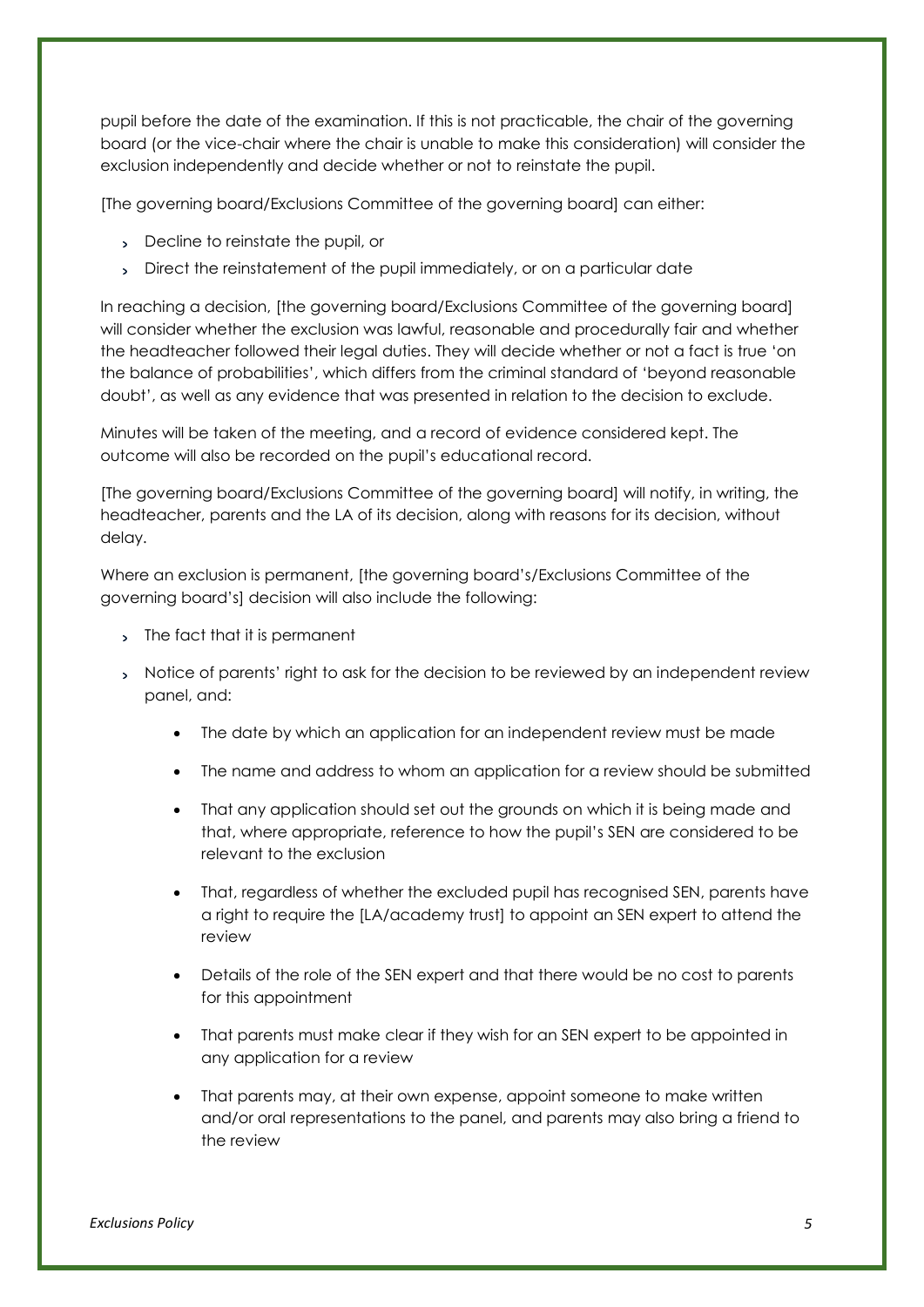pupil before the date of the examination. If this is not practicable, the chair of the governing board (or the vice-chair where the chair is unable to make this consideration) will consider the exclusion independently and decide whether or not to reinstate the pupil.

[The governing board/Exclusions Committee of the governing board] can either:

- Decline to reinstate the pupil, or
- Direct the reinstatement of the pupil immediately, or on a particular date

In reaching a decision, [the governing board/Exclusions Committee of the governing board] will consider whether the exclusion was lawful, reasonable and procedurally fair and whether the headteacher followed their legal duties. They will decide whether or not a fact is true 'on the balance of probabilities', which differs from the criminal standard of 'beyond reasonable doubt', as well as any evidence that was presented in relation to the decision to exclude.

Minutes will be taken of the meeting, and a record of evidence considered kept. The outcome will also be recorded on the pupil's educational record.

[The governing board/Exclusions Committee of the governing board] will notify, in writing, the headteacher, parents and the LA of its decision, along with reasons for its decision, without delay.

Where an exclusion is permanent, [the governing board's/Exclusions Committee of the governing board's] decision will also include the following:

- The fact that it is permanent
- Notice of parents' right to ask for the decision to be reviewed by an independent review panel, and:
    - The date by which an application for an independent review must be made
    - The name and address to whom an application for a review should be submitted
    - That any application should set out the grounds on which it is being made and that, where appropriate, reference to how the pupil's SEN are considered to be relevant to the exclusion
    - That, regardless of whether the excluded pupil has recognised SEN, parents have a right to require the [LA/academy trust] to appoint an SEN expert to attend the review
    - Details of the role of the SEN expert and that there would be no cost to parents for this appointment
    - That parents must make clear if they wish for an SEN expert to be appointed in any application for a review
    - That parents may, at their own expense, appoint someone to make written and/or oral representations to the panel, and parents may also bring a friend to the review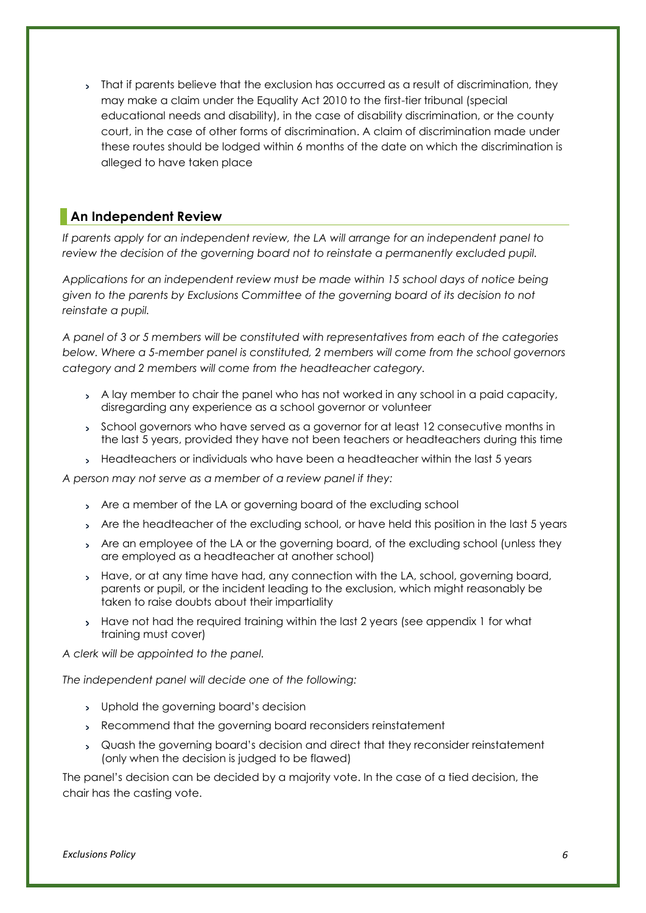- That if parents believe that the exclusion has occurred as a result of discrimination, they may make a claim under the Equality Act 2010 to the first-tier tribunal (special educational needs and disability), in the case of disability discrimination, or the county court, in the case of other forms of discrimination. A claim of discrimination made under these routes should be lodged within 6 months of the date on which the discrimination is alleged to have taken place

## An Independent Review

*If parents apply for an independent review, the LA will arrange for an independent panel to review the decision of the governing board not to reinstate a permanently excluded pupil.*

*Applications for an independent review must be made within 15 school days of notice being given to the parents by Exclusions Committee of the governing board of its decision to not reinstate a pupil.*

*A panel of 3 or 5 members will be constituted with representatives from each of the categories below. Where a 5-member panel is constituted, 2 members will come from the school governors category and 2 members will come from the headteacher category.*

- A lay member to chair the panel who has not worked in any school in a paid capacity, disregarding any experience as a school governor or volunteer
- School governors who have served as a governor for at least 12 consecutive months in the last 5 years, provided they have not been teachers or headteachers during this time
- Headteachers or individuals who have been a headteacher within the last 5 years

*A person may not serve as a member of a review panel if they:*

- Are a member of the LA or governing board of the excluding school
- Are the headteacher of the excluding school, or have held this position in the last 5 years
- Are an employee of the LA or the governing board, of the excluding school (unless they are employed as a headteacher at another school)
- Have, or at any time have had, any connection with the LA, school, governing board, parents or pupil, or the incident leading to the exclusion, which might reasonably be taken to raise doubts about their impartiality
- Have not had the required training within the last 2 years (see appendix 1 for what training must cover)

*A clerk will be appointed to the panel.*

*The independent panel will decide one of the following:*

- Uphold the governing board's decision
- Recommend that the governing board reconsiders reinstatement
- Quash the governing board's decision and direct that they reconsider reinstatement (only when the decision is judged to be flawed)

The panel's decision can be decided by a majority vote. In the case of a tied decision, the chair has the casting vote.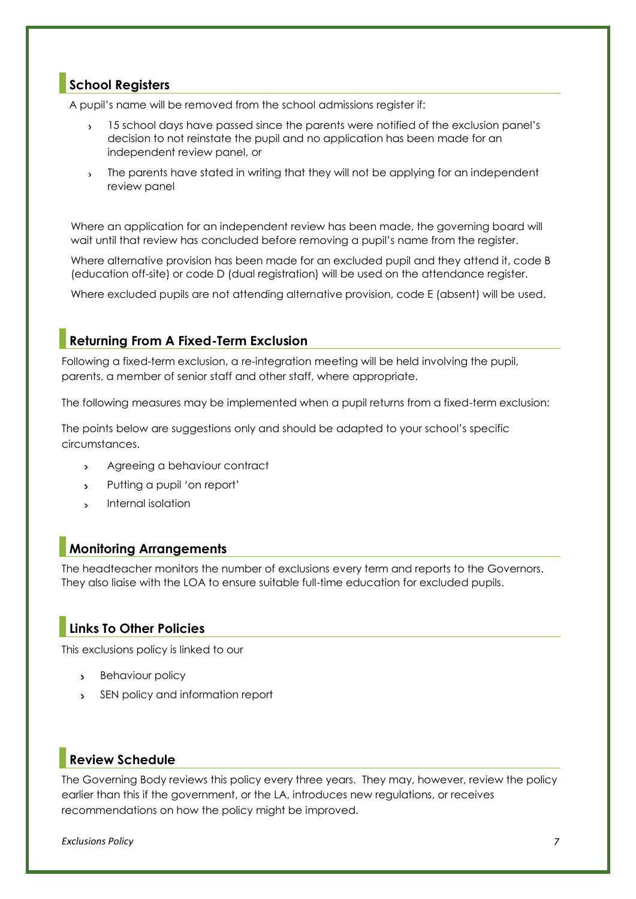## School Registers

A pupil's name will be removed from the school admissions register if:

- 15 school days have passed since the parents were notified of the exclusion panel's decision to not reinstate the pupil and no application has been made for an independent review panel, or
- The parents have stated in writing that they will not be applying for an independent review panel

Where an application for an independent review has been made, the governing board will wait until that review has concluded before removing a pupil's name from the register.

Where alternative provision has been made for an excluded pupil and they attend it, code B (education off-site) or code D (dual registration) will be used on the attendance register.

Where excluded pupils are not attending alternative provision, code E (absent) will be used.

## Returning From A Fixed-Term Exclusion

Following a fixed-term exclusion, a re-integration meeting will be held involving the pupil, parents, a member of senior staff and other staff, where appropriate.

The following measures may be implemented when a pupil returns from a fixed-term exclusion:

The points below are suggestions only and should be adapted to your school's specific circumstances.

- Agreeing a behaviour contract
- Putting a pupil 'on report'
- Internal isolation

## Monitoring Arrangements

The headteacher monitors the number of exclusions every term and reports to the Governors. They also liaise with the LOA to ensure suitable full-time education for excluded pupils.

## Links To Other Policies

This exclusions policy is linked to our

- Behaviour policy
- SEN policy and information report

## Review Schedule

The Governing Body reviews this policy every three years. They may, however, review the policy earlier than this if the government, or the LA, introduces new regulations, or receives recommendations on how the policy might be improved.